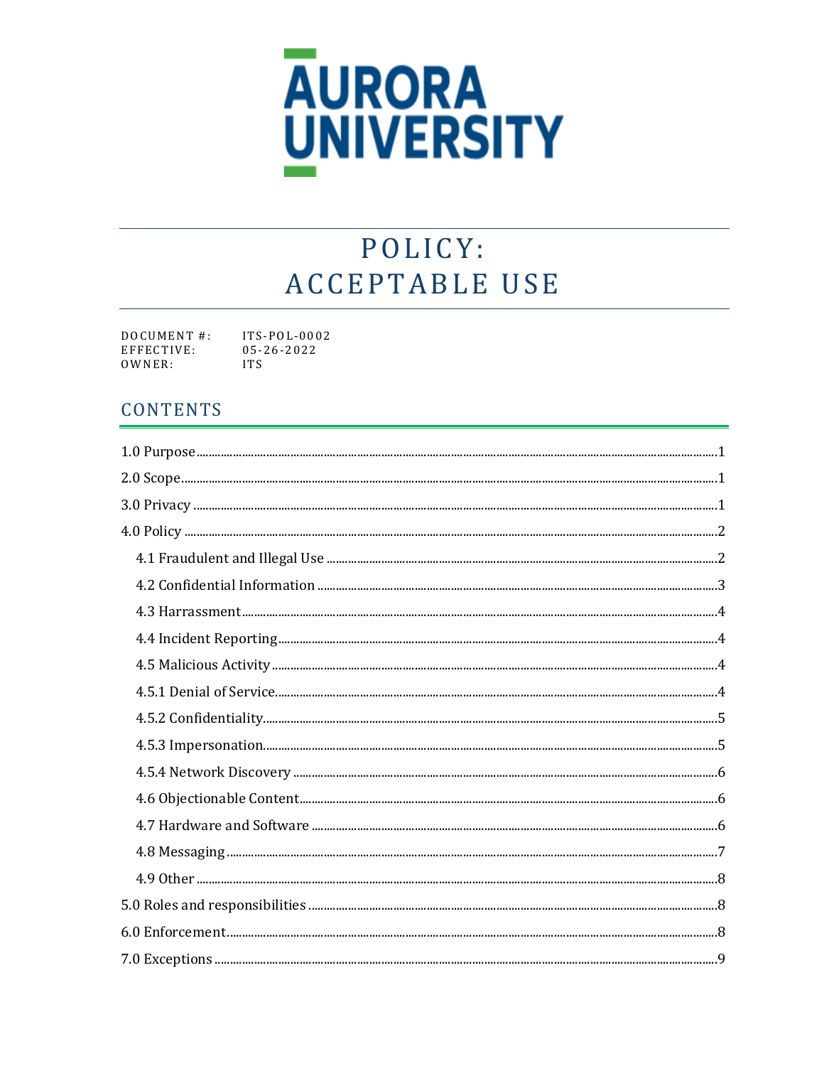# POLICY: ACCEPTABLE USE

DOCUMENT #: ITS-POL-0002
EFFECTIVE: 05-26-2022
OWNER: ITS

## CONTENTS

- 1.0 Purpose ..... 1
- 2.0 Scope ..... 1
- 3.0 Privacy ..... 1
- 4.0 Policy ..... 2
  - 4.1 Fraudulent and Illegal Use ..... 2
  - 4.2 Confidential Information ..... 3
  - 4.3 Harrassment ..... 4
  - 4.4 Incident Reporting ..... 4
  - 4.5 Malicious Activity ..... 4
  - 4.5.1 Denial of Service ..... 4
  - 4.5.2 Confidentiality ..... 5
  - 4.5.3 Impersonation ..... 5
  - 4.5.4 Network Discovery ..... 6
  - 4.6 Objectionable Content ..... 6
  - 4.7 Hardware and Software ..... 6
  - 4.8 Messaging ..... 7
  - 4.9 Other ..... 8
- 5.0 Roles and responsibilities ..... 8
- 6.0 Enforcement ..... 8
- 7.0 Exceptions ..... 9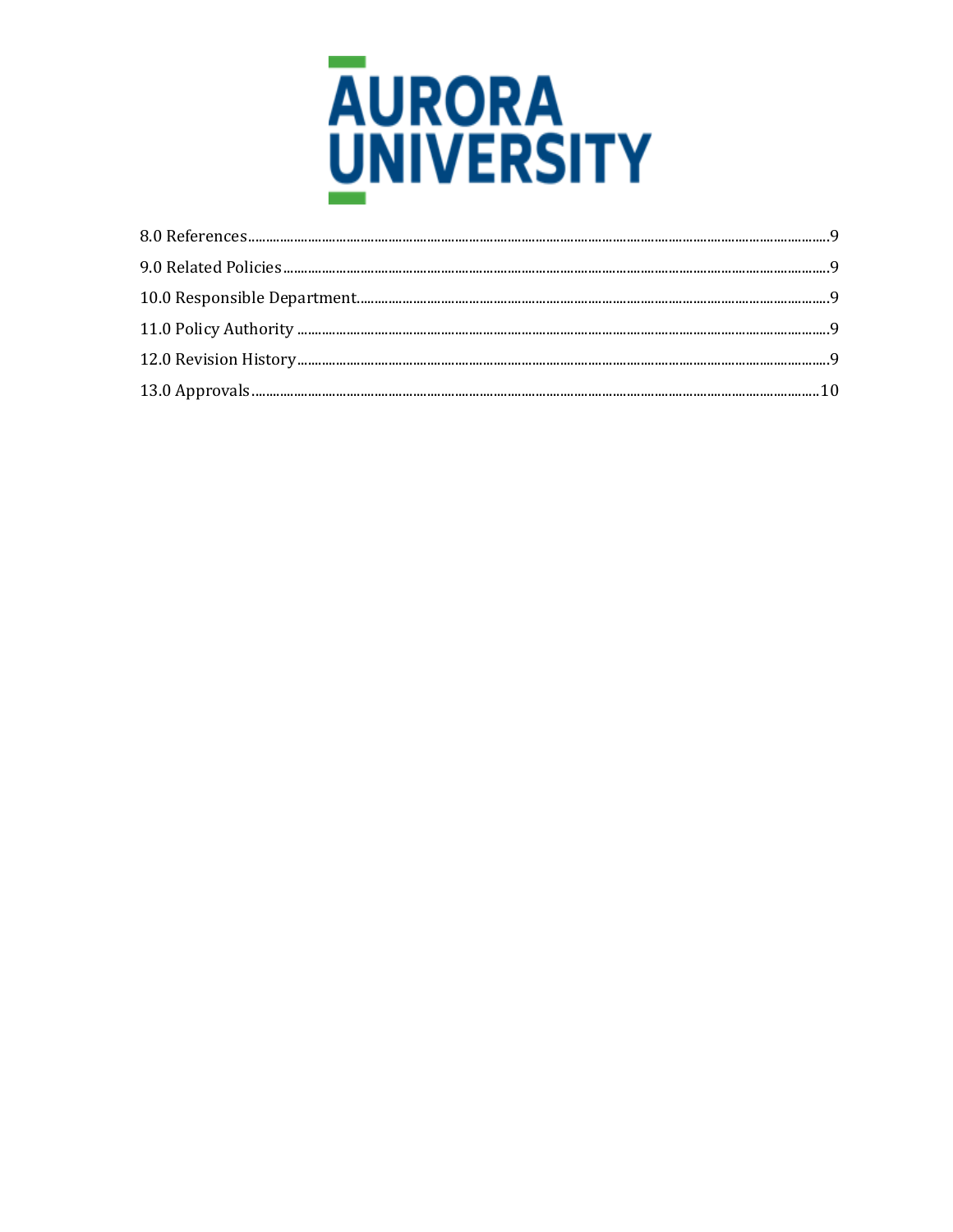8.0 References........................................................................................................................................................9

9.0 Related Policies.............................................................................................................................................9

10.0 Responsible Department.........................................................................................................................9

11.0 Policy Authority ..........................................................................................................................................9

12.0 Revision History..........................................................................................................................................9

13.0 Approvals.......................................................................................................................................................10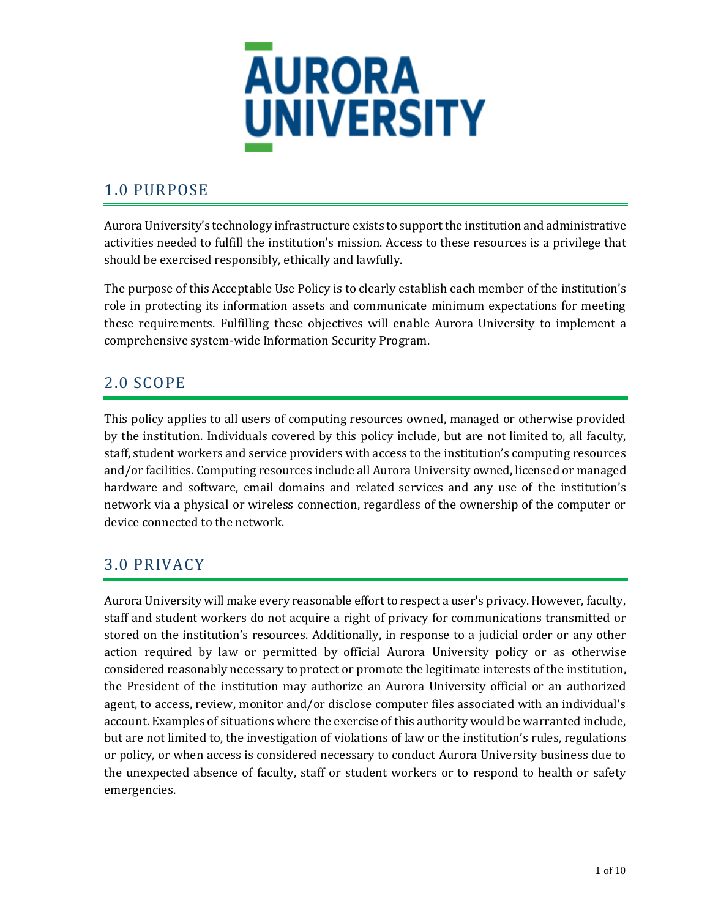# AURORA UNIVERSITY

## 1.0 PURPOSE

Aurora University's technology infrastructure exists to support the institution and administrative activities needed to fulfill the institution's mission. Access to these resources is a privilege that should be exercised responsibly, ethically and lawfully.

The purpose of this Acceptable Use Policy is to clearly establish each member of the institution's role in protecting its information assets and communicate minimum expectations for meeting these requirements. Fulfilling these objectives will enable Aurora University to implement a comprehensive system-wide Information Security Program.

## 2.0 SCOPE

This policy applies to all users of computing resources owned, managed or otherwise provided by the institution. Individuals covered by this policy include, but are not limited to, all faculty, staff, student workers and service providers with access to the institution's computing resources and/or facilities. Computing resources include all Aurora University owned, licensed or managed hardware and software, email domains and related services and any use of the institution's network via a physical or wireless connection, regardless of the ownership of the computer or device connected to the network.

## 3.0 PRIVACY

Aurora University will make every reasonable effort to respect a user's privacy. However, faculty, staff and student workers do not acquire a right of privacy for communications transmitted or stored on the institution's resources. Additionally, in response to a judicial order or any other action required by law or permitted by official Aurora University policy or as otherwise considered reasonably necessary to protect or promote the legitimate interests of the institution, the President of the institution may authorize an Aurora University official or an authorized agent, to access, review, monitor and/or disclose computer files associated with an individual's account. Examples of situations where the exercise of this authority would be warranted include, but are not limited to, the investigation of violations of law or the institution's rules, regulations or policy, or when access is considered necessary to conduct Aurora University business due to the unexpected absence of faculty, staff or student workers or to respond to health or safety emergencies.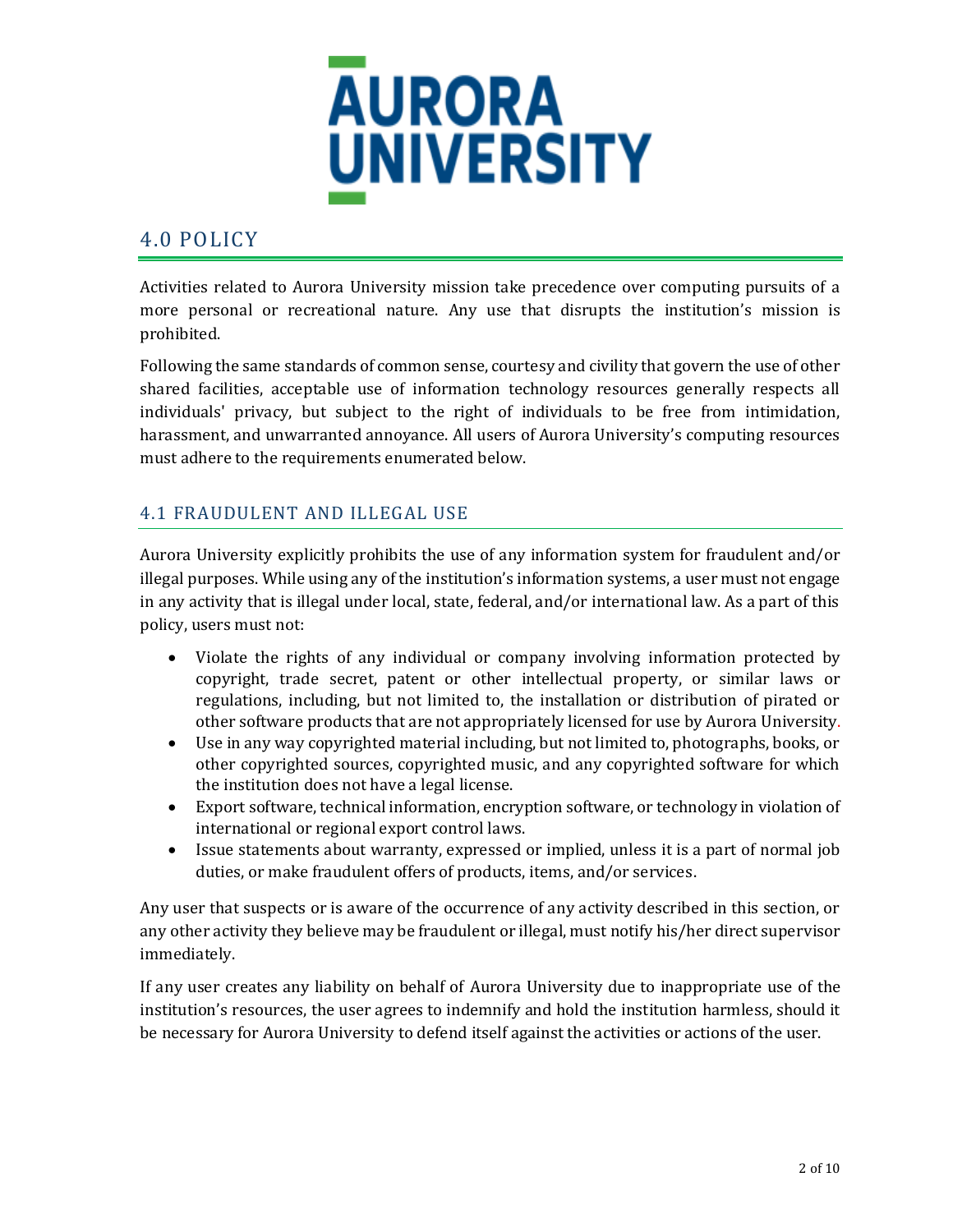## 4.0 POLICY

Activities related to Aurora University mission take precedence over computing pursuits of a more personal or recreational nature. Any use that disrupts the institution's mission is prohibited.

Following the same standards of common sense, courtesy and civility that govern the use of other shared facilities, acceptable use of information technology resources generally respects all individuals' privacy, but subject to the right of individuals to be free from intimidation, harassment, and unwarranted annoyance. All users of Aurora University's computing resources must adhere to the requirements enumerated below.

### 4.1 FRAUDULENT AND ILLEGAL USE

Aurora University explicitly prohibits the use of any information system for fraudulent and/or illegal purposes. While using any of the institution's information systems, a user must not engage in any activity that is illegal under local, state, federal, and/or international law. As a part of this policy, users must not:

- Violate the rights of any individual or company involving information protected by copyright, trade secret, patent or other intellectual property, or similar laws or regulations, including, but not limited to, the installation or distribution of pirated or other software products that are not appropriately licensed for use by Aurora University.
- Use in any way copyrighted material including, but not limited to, photographs, books, or other copyrighted sources, copyrighted music, and any copyrighted software for which the institution does not have a legal license.
- Export software, technical information, encryption software, or technology in violation of international or regional export control laws.
- Issue statements about warranty, expressed or implied, unless it is a part of normal job duties, or make fraudulent offers of products, items, and/or services.

Any user that suspects or is aware of the occurrence of any activity described in this section, or any other activity they believe may be fraudulent or illegal, must notify his/her direct supervisor immediately.

If any user creates any liability on behalf of Aurora University due to inappropriate use of the institution's resources, the user agrees to indemnify and hold the institution harmless, should it be necessary for Aurora University to defend itself against the activities or actions of the user.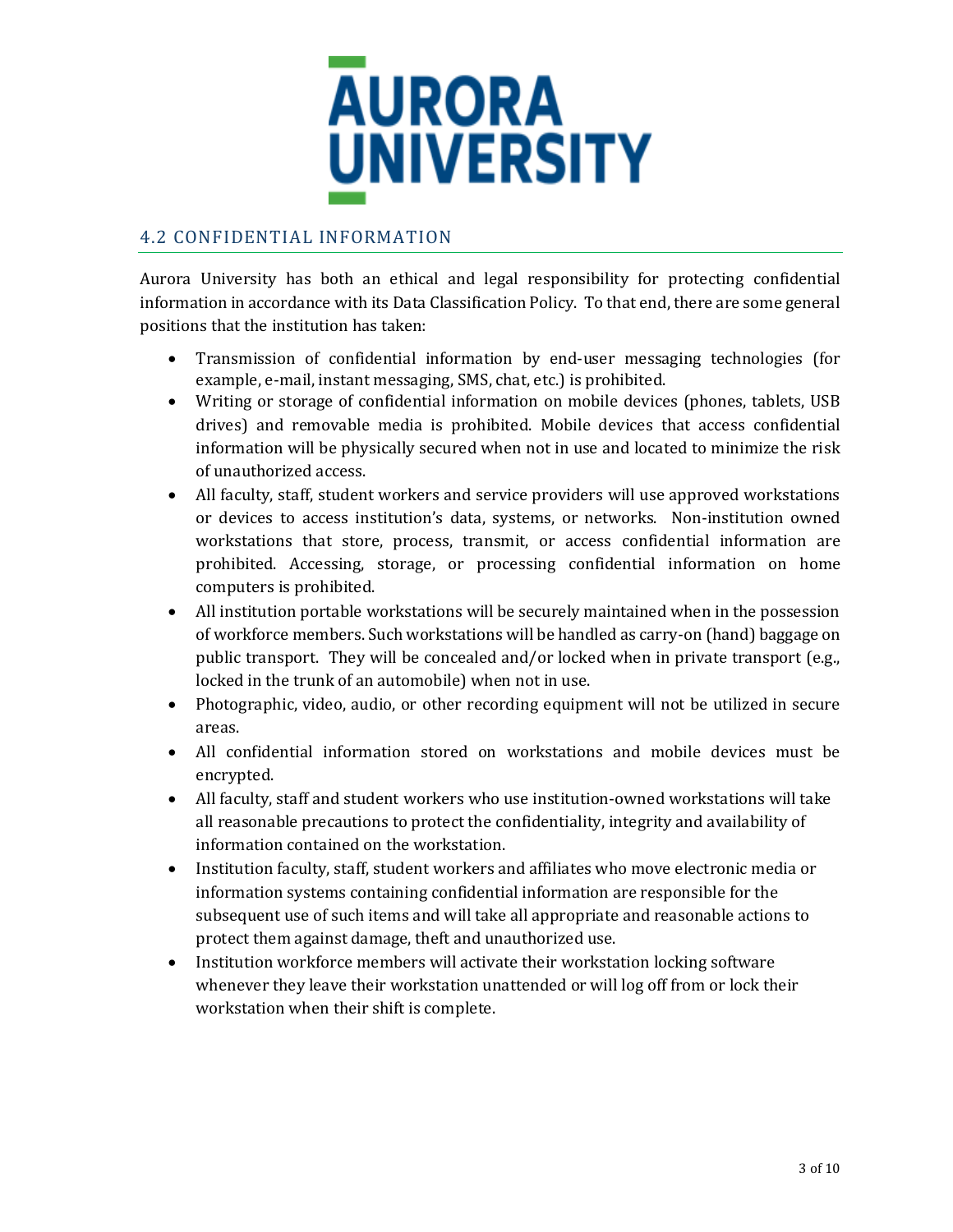## 4.2 CONFIDENTIAL INFORMATION

Aurora University has both an ethical and legal responsibility for protecting confidential information in accordance with its Data Classification Policy. To that end, there are some general positions that the institution has taken:

- Transmission of confidential information by end-user messaging technologies (for example, e-mail, instant messaging, SMS, chat, etc.) is prohibited.
- Writing or storage of confidential information on mobile devices (phones, tablets, USB drives) and removable media is prohibited. Mobile devices that access confidential information will be physically secured when not in use and located to minimize the risk of unauthorized access.
- All faculty, staff, student workers and service providers will use approved workstations or devices to access institution's data, systems, or networks. Non-institution owned workstations that store, process, transmit, or access confidential information are prohibited. Accessing, storage, or processing confidential information on home computers is prohibited.
- All institution portable workstations will be securely maintained when in the possession of workforce members. Such workstations will be handled as carry-on (hand) baggage on public transport. They will be concealed and/or locked when in private transport (e.g., locked in the trunk of an automobile) when not in use.
- Photographic, video, audio, or other recording equipment will not be utilized in secure areas.
- All confidential information stored on workstations and mobile devices must be encrypted.
- All faculty, staff and student workers who use institution-owned workstations will take all reasonable precautions to protect the confidentiality, integrity and availability of information contained on the workstation.
- Institution faculty, staff, student workers and affiliates who move electronic media or information systems containing confidential information are responsible for the subsequent use of such items and will take all appropriate and reasonable actions to protect them against damage, theft and unauthorized use.
- Institution workforce members will activate their workstation locking software whenever they leave their workstation unattended or will log off from or lock their workstation when their shift is complete.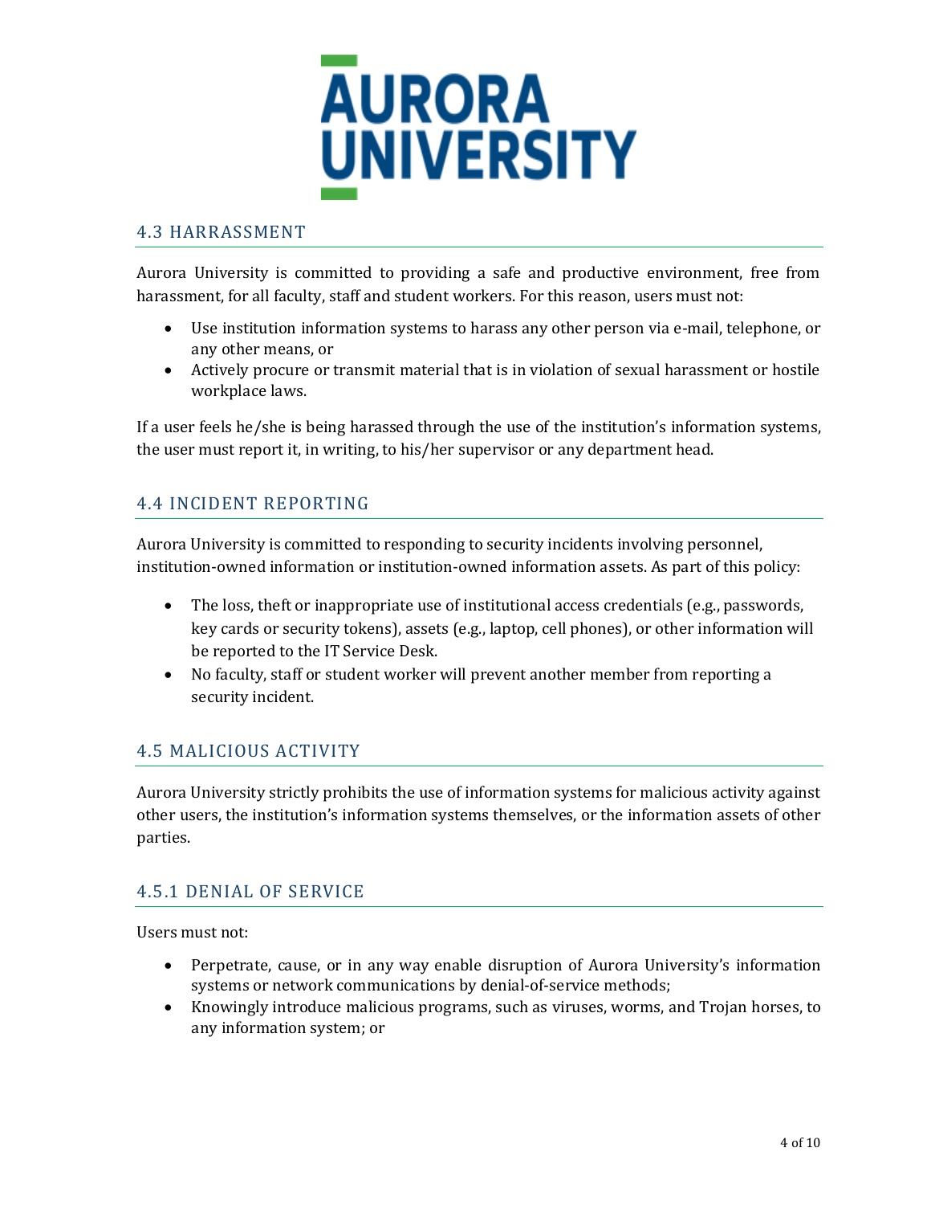## 4.3 HARRASSMENT

Aurora University is committed to providing a safe and productive environment, free from harassment, for all faculty, staff and student workers. For this reason, users must not:

- Use institution information systems to harass any other person via e-mail, telephone, or any other means, or
- Actively procure or transmit material that is in violation of sexual harassment or hostile workplace laws.

If a user feels he/she is being harassed through the use of the institution's information systems, the user must report it, in writing, to his/her supervisor or any department head.

## 4.4 INCIDENT REPORTING

Aurora University is committed to responding to security incidents involving personnel, institution-owned information or institution-owned information assets. As part of this policy:

- The loss, theft or inappropriate use of institutional access credentials (e.g., passwords, key cards or security tokens), assets (e.g., laptop, cell phones), or other information will be reported to the IT Service Desk.
- No faculty, staff or student worker will prevent another member from reporting a security incident.

## 4.5 MALICIOUS ACTIVITY

Aurora University strictly prohibits the use of information systems for malicious activity against other users, the institution's information systems themselves, or the information assets of other parties.

### 4.5.1 DENIAL OF SERVICE

Users must not:

- Perpetrate, cause, or in any way enable disruption of Aurora University's information systems or network communications by denial-of-service methods;
- Knowingly introduce malicious programs, such as viruses, worms, and Trojan horses, to any information system; or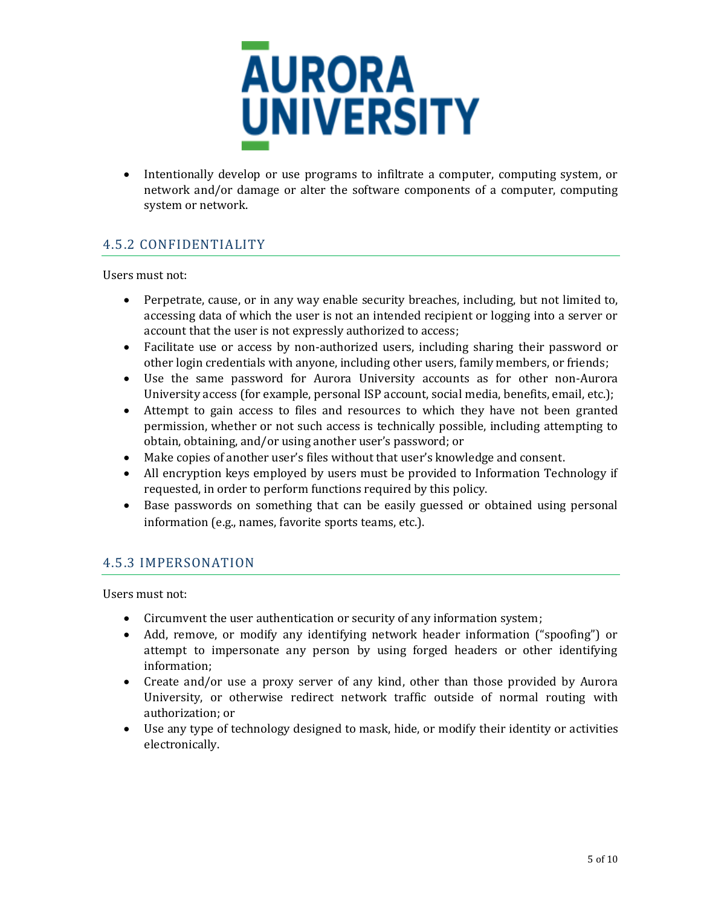- Intentionally develop or use programs to infiltrate a computer, computing system, or network and/or damage or alter the software components of a computer, computing system or network.

### 4.5.2 CONFIDENTIALITY

Users must not:

- Perpetrate, cause, or in any way enable security breaches, including, but not limited to, accessing data of which the user is not an intended recipient or logging into a server or account that the user is not expressly authorized to access;
- Facilitate use or access by non-authorized users, including sharing their password or other login credentials with anyone, including other users, family members, or friends;
- Use the same password for Aurora University accounts as for other non-Aurora University access (for example, personal ISP account, social media, benefits, email, etc.);
- Attempt to gain access to files and resources to which they have not been granted permission, whether or not such access is technically possible, including attempting to obtain, obtaining, and/or using another user's password; or
- Make copies of another user's files without that user's knowledge and consent.
- All encryption keys employed by users must be provided to Information Technology if requested, in order to perform functions required by this policy.
- Base passwords on something that can be easily guessed or obtained using personal information (e.g., names, favorite sports teams, etc.).

### 4.5.3 IMPERSONATION

Users must not:

- Circumvent the user authentication or security of any information system;
- Add, remove, or modify any identifying network header information ("spoofing") or attempt to impersonate any person by using forged headers or other identifying information;
- Create and/or use a proxy server of any kind, other than those provided by Aurora University, or otherwise redirect network traffic outside of normal routing with authorization; or
- Use any type of technology designed to mask, hide, or modify their identity or activities electronically.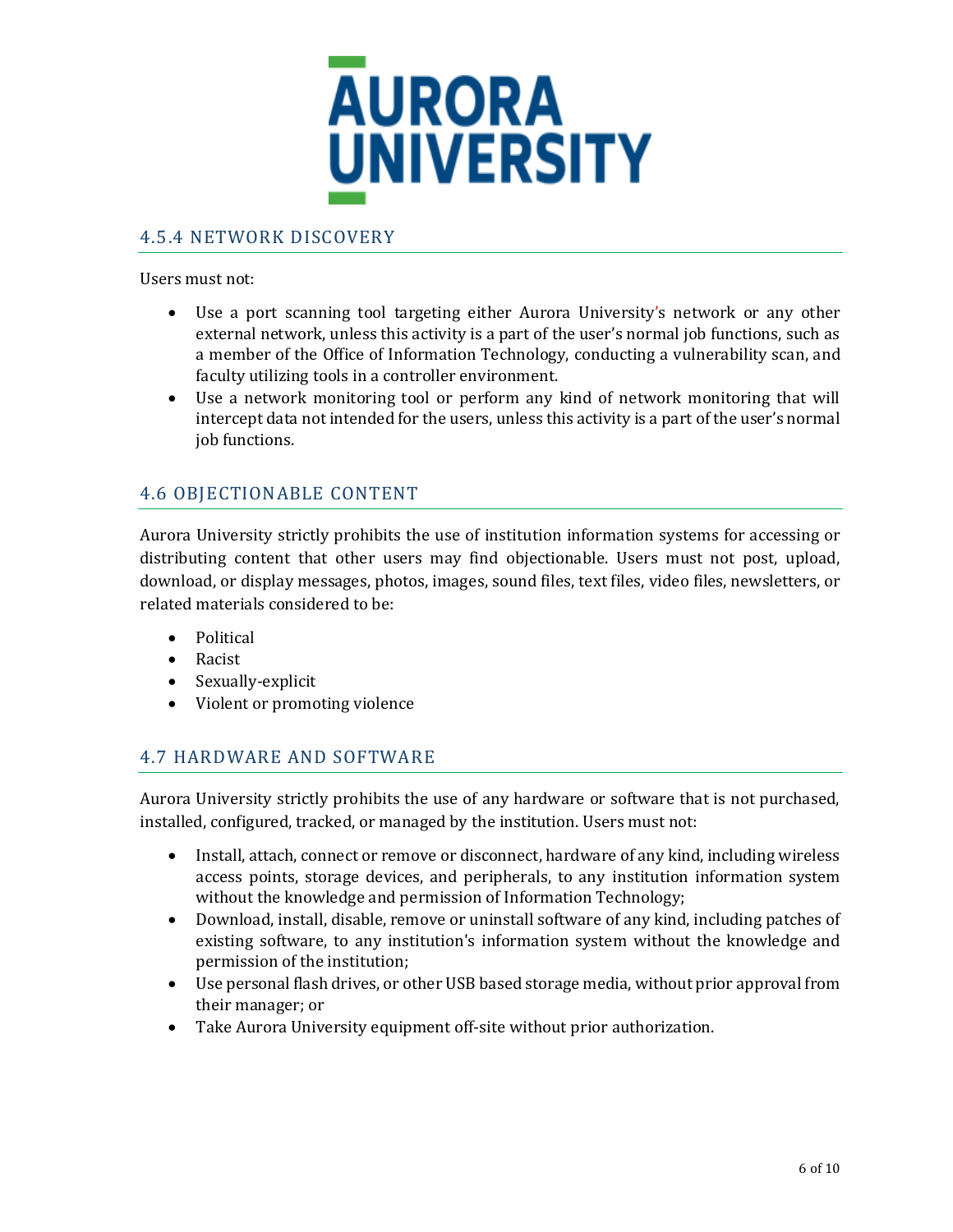### 4.5.4 NETWORK DISCOVERY

Users must not:

- Use a port scanning tool targeting either Aurora University's network or any other external network, unless this activity is a part of the user's normal job functions, such as a member of the Office of Information Technology, conducting a vulnerability scan, and faculty utilizing tools in a controller environment.
- Use a network monitoring tool or perform any kind of network monitoring that will intercept data not intended for the users, unless this activity is a part of the user's normal job functions.

### 4.6 OBJECTIONABLE CONTENT

Aurora University strictly prohibits the use of institution information systems for accessing or distributing content that other users may find objectionable. Users must not post, upload, download, or display messages, photos, images, sound files, text files, video files, newsletters, or related materials considered to be:

- Political
- Racist
- Sexually-explicit
- Violent or promoting violence

### 4.7 HARDWARE AND SOFTWARE

Aurora University strictly prohibits the use of any hardware or software that is not purchased, installed, configured, tracked, or managed by the institution. Users must not:

- Install, attach, connect or remove or disconnect, hardware of any kind, including wireless access points, storage devices, and peripherals, to any institution information system without the knowledge and permission of Information Technology;
- Download, install, disable, remove or uninstall software of any kind, including patches of existing software, to any institution's information system without the knowledge and permission of the institution;
- Use personal flash drives, or other USB based storage media, without prior approval from their manager; or
- Take Aurora University equipment off-site without prior authorization.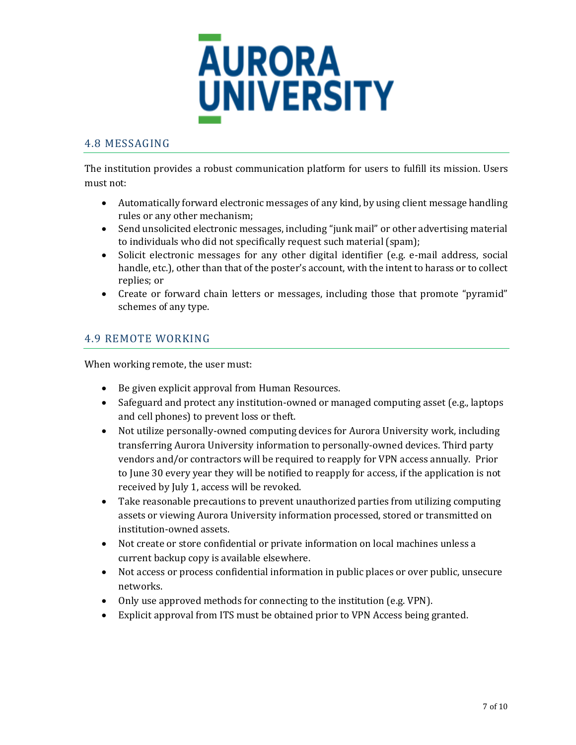## 4.8 MESSAGING

The institution provides a robust communication platform for users to fulfill its mission. Users must not:

- Automatically forward electronic messages of any kind, by using client message handling rules or any other mechanism;
- Send unsolicited electronic messages, including "junk mail" or other advertising material to individuals who did not specifically request such material (spam);
- Solicit electronic messages for any other digital identifier (e.g. e-mail address, social handle, etc.), other than that of the poster's account, with the intent to harass or to collect replies; or
- Create or forward chain letters or messages, including those that promote "pyramid" schemes of any type.

## 4.9 REMOTE WORKING

When working remote, the user must:

- Be given explicit approval from Human Resources.
- Safeguard and protect any institution-owned or managed computing asset (e.g., laptops and cell phones) to prevent loss or theft.
- Not utilize personally-owned computing devices for Aurora University work, including transferring Aurora University information to personally-owned devices. Third party vendors and/or contractors will be required to reapply for VPN access annually. Prior to June 30 every year they will be notified to reapply for access, if the application is not received by July 1, access will be revoked.
- Take reasonable precautions to prevent unauthorized parties from utilizing computing assets or viewing Aurora University information processed, stored or transmitted on institution-owned assets.
- Not create or store confidential or private information on local machines unless a current backup copy is available elsewhere.
- Not access or process confidential information in public places or over public, unsecure networks.
- Only use approved methods for connecting to the institution (e.g. VPN).
- Explicit approval from ITS must be obtained prior to VPN Access being granted.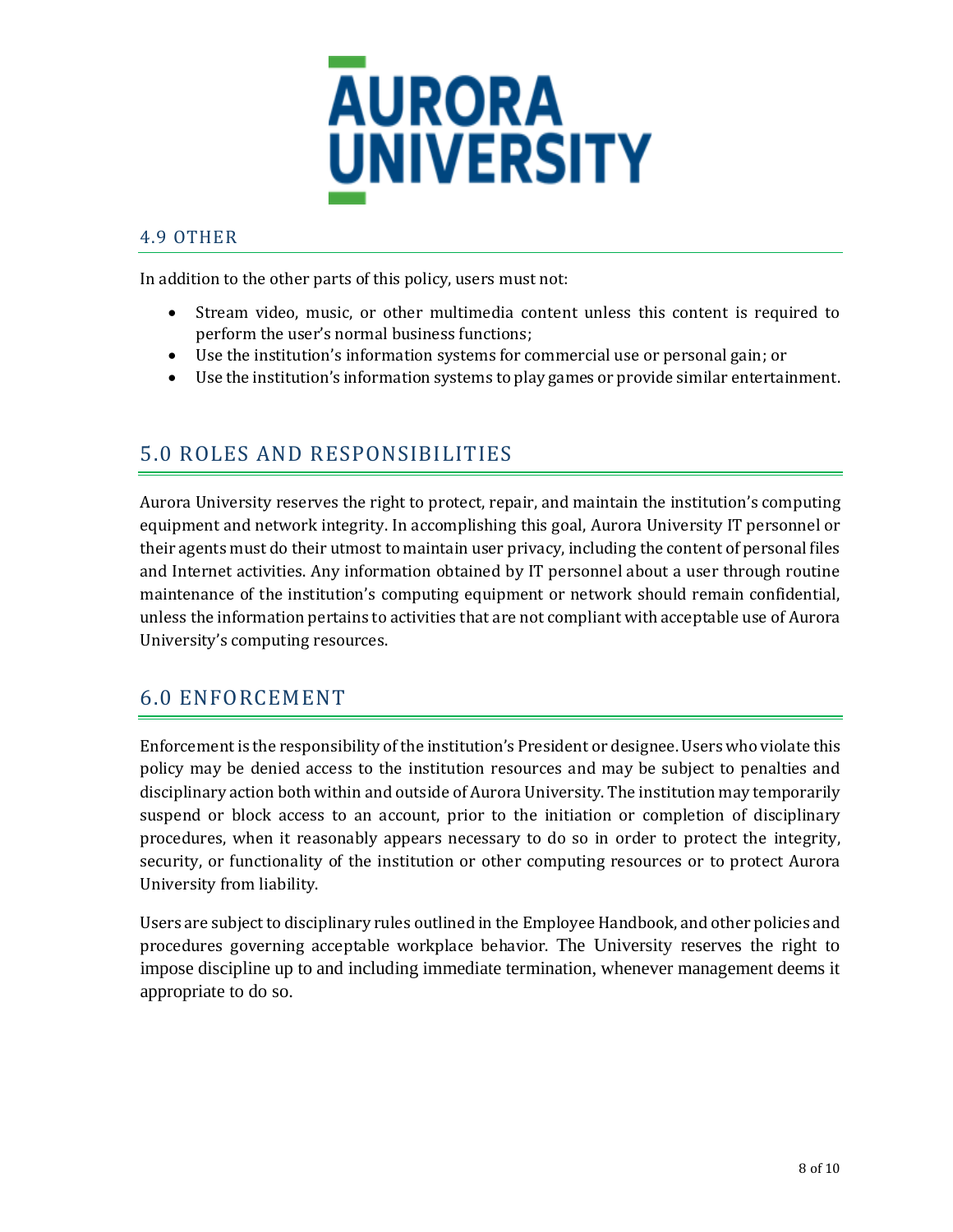### 4.9 OTHER

In addition to the other parts of this policy, users must not:

- Stream video, music, or other multimedia content unless this content is required to perform the user's normal business functions;
- Use the institution's information systems for commercial use or personal gain; or
- Use the institution's information systems to play games or provide similar entertainment.

## 5.0 ROLES AND RESPONSIBILITIES

Aurora University reserves the right to protect, repair, and maintain the institution's computing equipment and network integrity. In accomplishing this goal, Aurora University IT personnel or their agents must do their utmost to maintain user privacy, including the content of personal files and Internet activities. Any information obtained by IT personnel about a user through routine maintenance of the institution's computing equipment or network should remain confidential, unless the information pertains to activities that are not compliant with acceptable use of Aurora University's computing resources.

## 6.0 ENFORCEMENT

Enforcement is the responsibility of the institution's President or designee. Users who violate this policy may be denied access to the institution resources and may be subject to penalties and disciplinary action both within and outside of Aurora University. The institution may temporarily suspend or block access to an account, prior to the initiation or completion of disciplinary procedures, when it reasonably appears necessary to do so in order to protect the integrity, security, or functionality of the institution or other computing resources or to protect Aurora University from liability.

Users are subject to disciplinary rules outlined in the Employee Handbook, and other policies and procedures governing acceptable workplace behavior. The University reserves the right to impose discipline up to and including immediate termination, whenever management deems it appropriate to do so.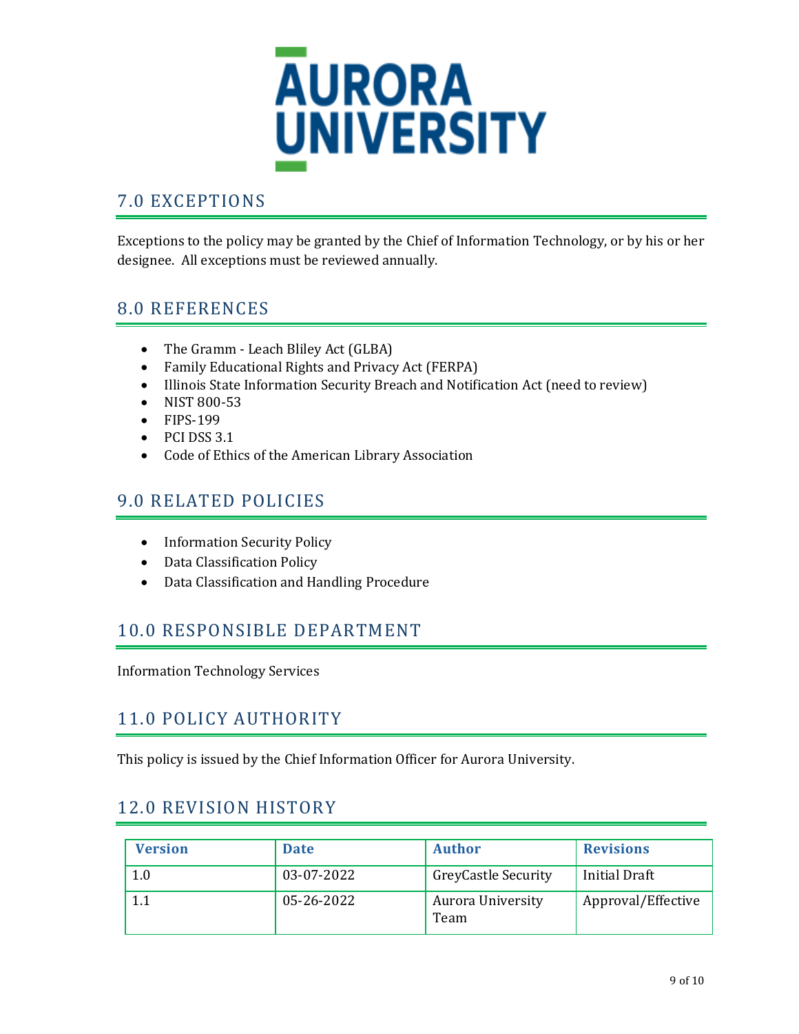## 7.0 EXCEPTIONS

Exceptions to the policy may be granted by the Chief of Information Technology, or by his or her designee. All exceptions must be reviewed annually.

## 8.0 REFERENCES

- The Gramm - Leach Bliley Act (GLBA)
- Family Educational Rights and Privacy Act (FERPA)
- Illinois State Information Security Breach and Notification Act (need to review)
- NIST 800-53
- FIPS-199
- PCI DSS 3.1
- Code of Ethics of the American Library Association

## 9.0 RELATED POLICIES

- Information Security Policy
- Data Classification Policy
- Data Classification and Handling Procedure

## 10.0 RESPONSIBLE DEPARTMENT

Information Technology Services

## 11.0 POLICY AUTHORITY

This policy is issued by the Chief Information Officer for Aurora University.

## 12.0 REVISION HISTORY

| Version | Date | Author | Revisions |
| --- | --- | --- | --- |
| 1.0 | 03-07-2022 | GreyCastle Security | Initial Draft |
| 1.1 | 05-26-2022 | Aurora University Team | Approval/Effective |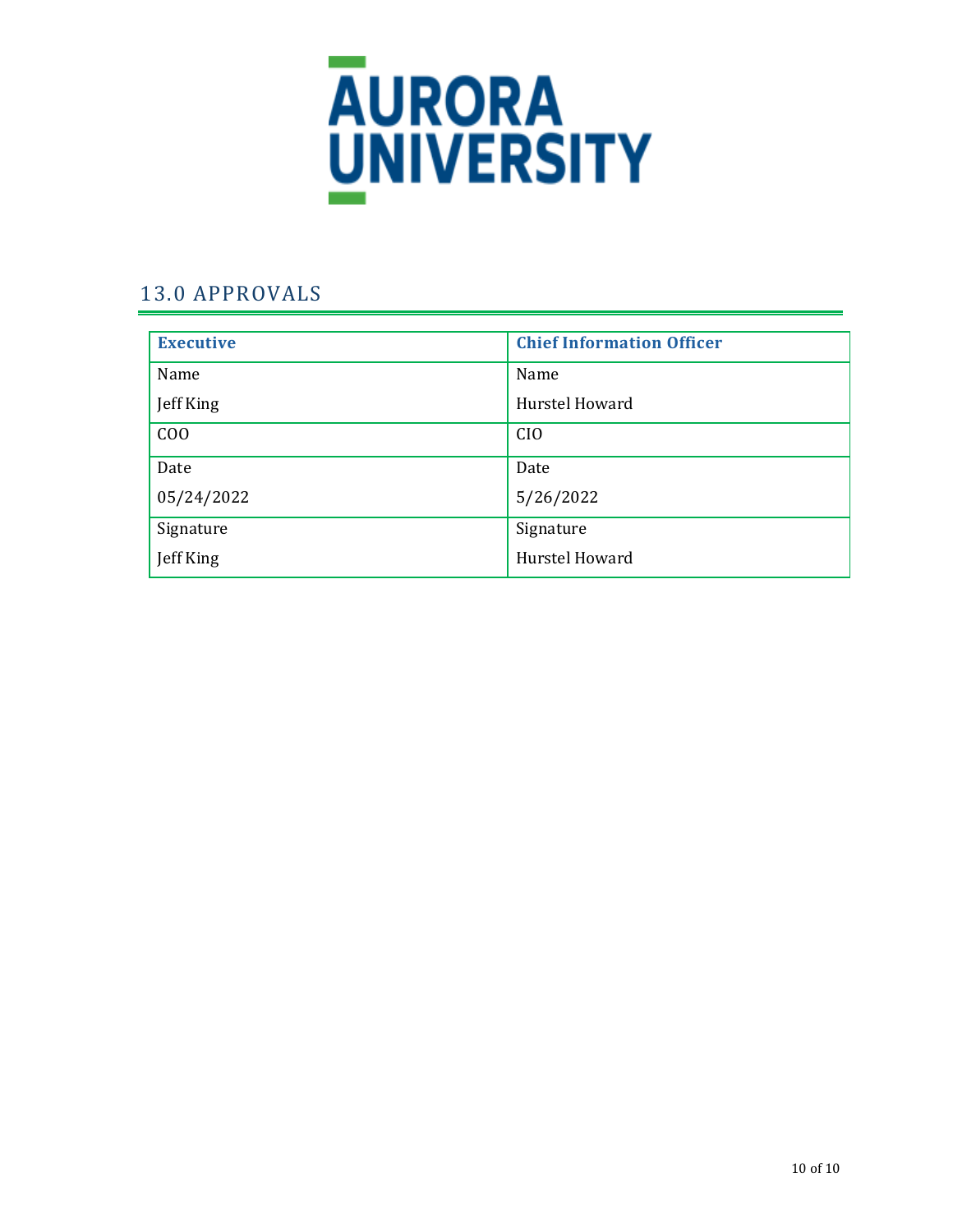AURORA UNIVERSITY

## 13.0 APPROVALS

| Executive | Chief Information Officer |
|---|---|
| Name<br>Jeff King | Name<br>Hurstel Howard |
| COO | CIO |
| Date<br>05/24/2022 | Date<br>5/26/2022 |
| Signature<br>Jeff King | Signature<br>Hurstel Howard |